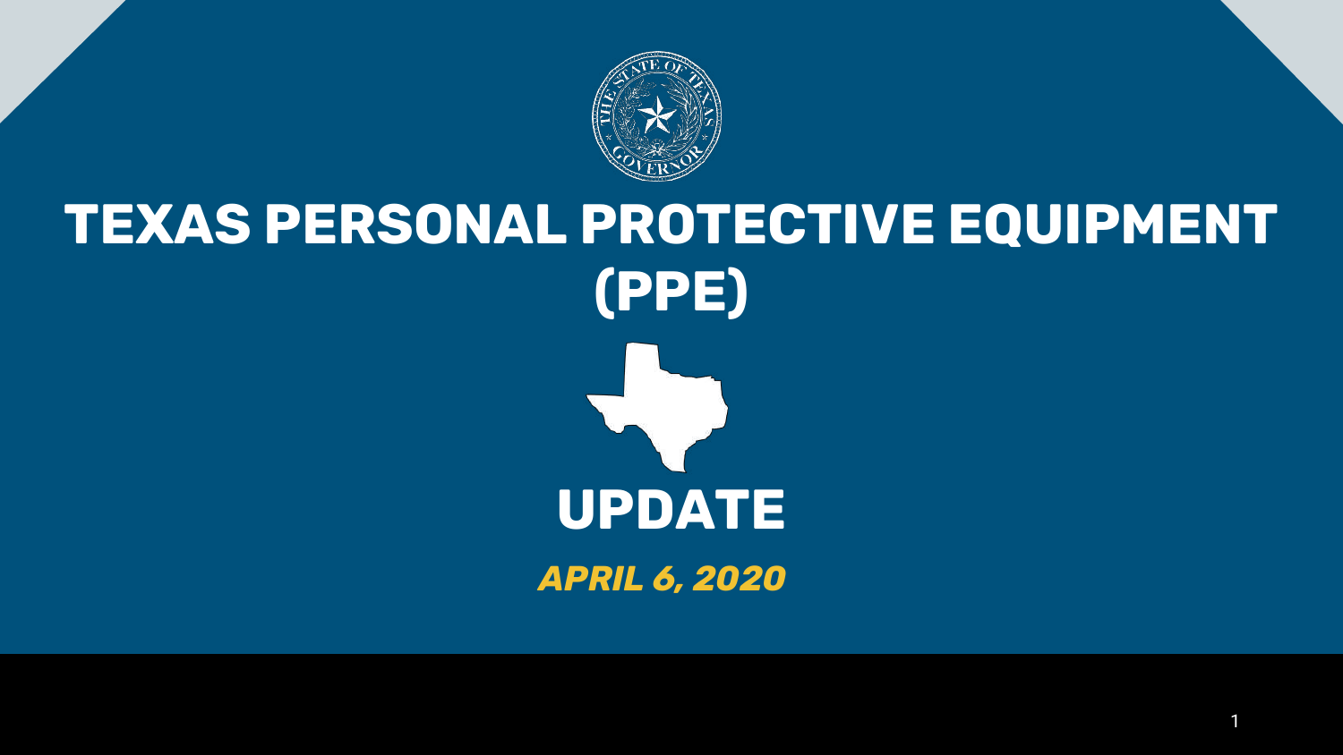# TEXAS PERSONAL PROTECTIVE EQUIPMENT (PPE)

# UPDATE

***APRIL 6, 2020***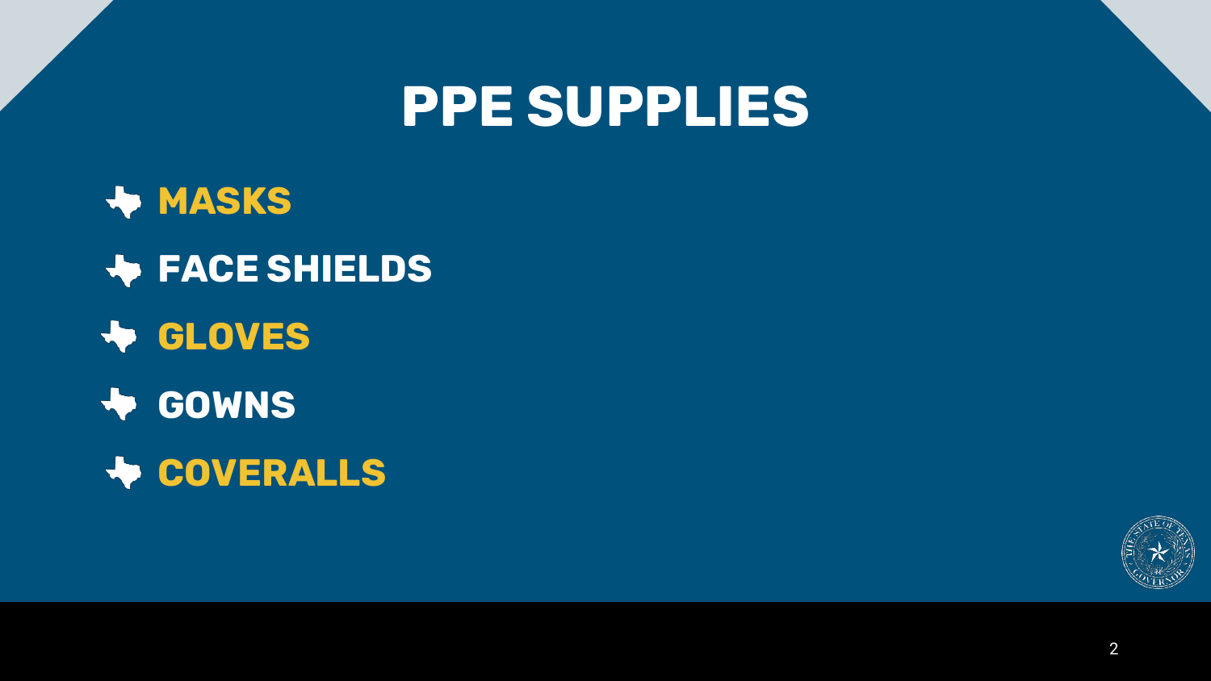# PPE SUPPLIES

- MASKS
- FACE SHIELDS
- GLOVES
- GOWNS
- COVERALLS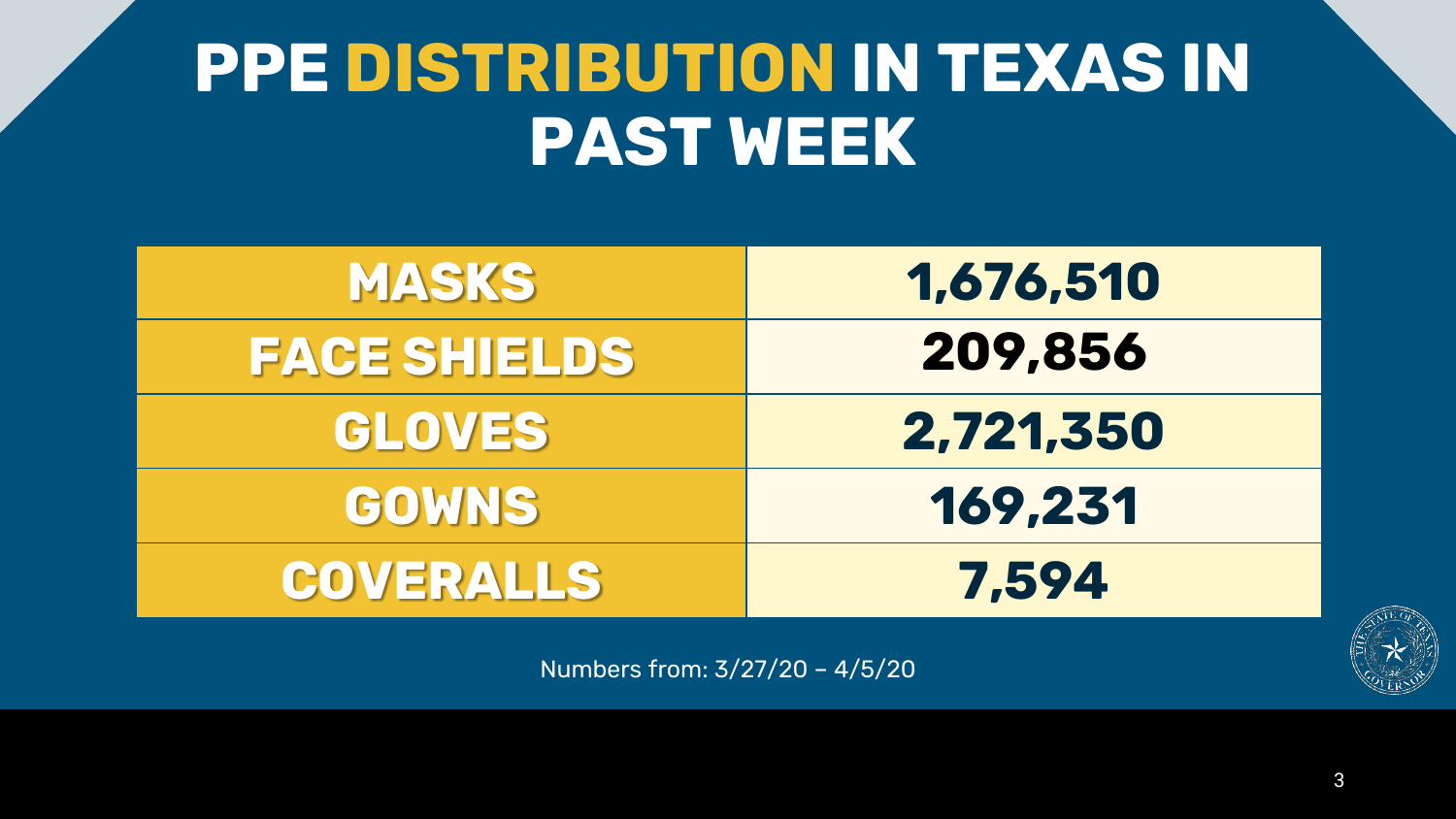# PPE DISTRIBUTION IN TEXAS IN PAST WEEK

| | |
|---|---|
| MASKS | 1,676,510 |
| FACE SHIELDS | 209,856 |
| GLOVES | 2,721,350 |
| GOWNS | 169,231 |
| COVERALLS | 7,594 |

Numbers from: 3/27/20 – 4/5/20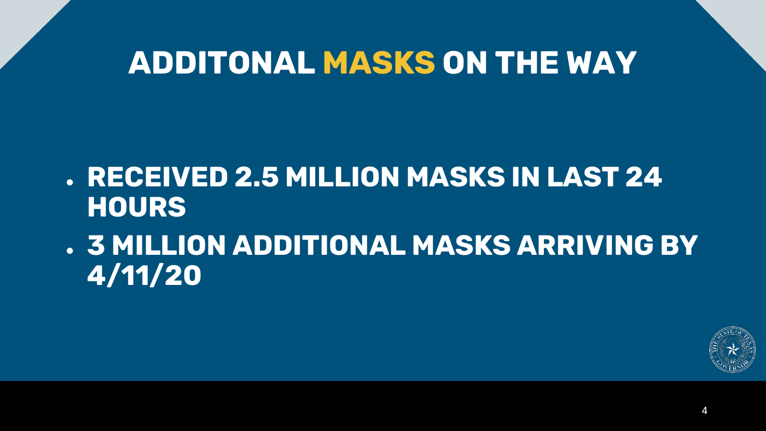# ADDITONAL MASKS ON THE WAY

- RECEIVED 2.5 MILLION MASKS IN LAST 24 HOURS
- 3 MILLION ADDITIONAL MASKS ARRIVING BY 4/11/20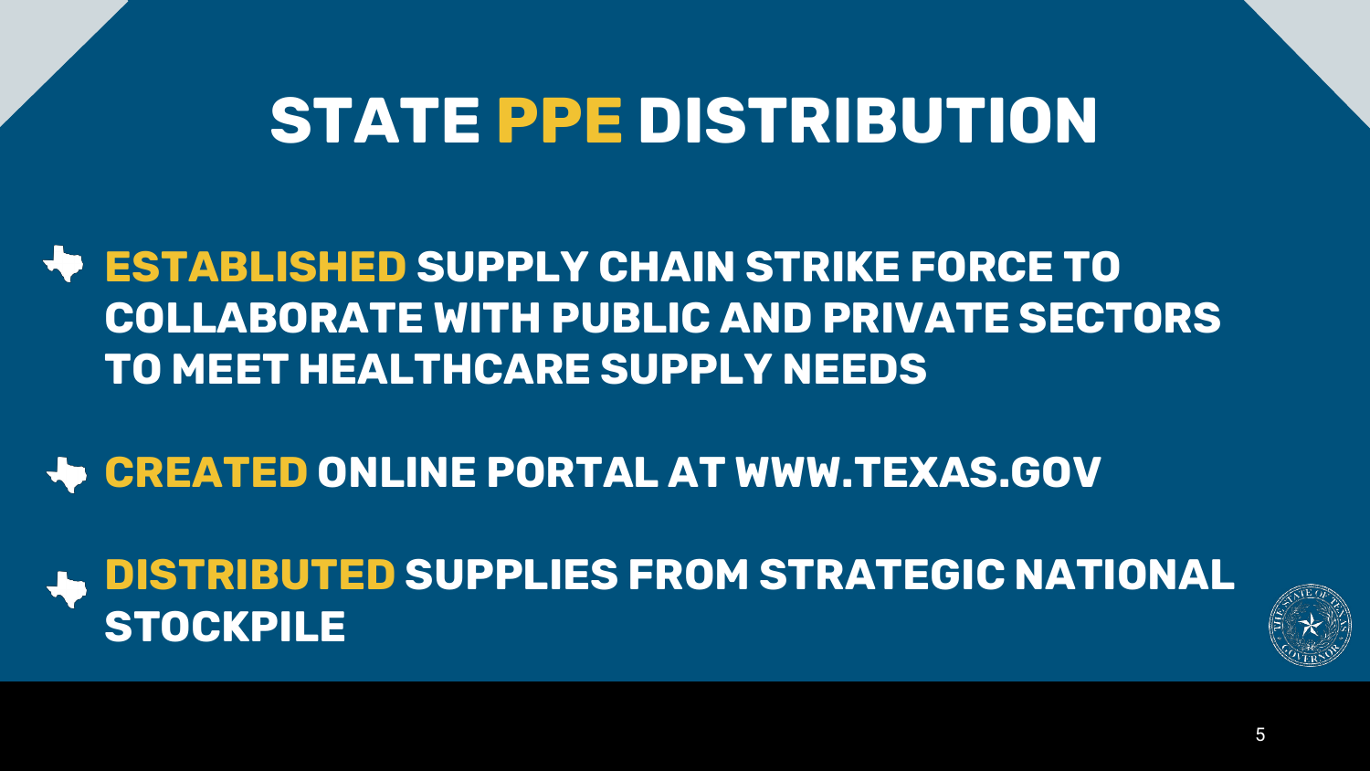# STATE PPE DISTRIBUTION

- **ESTABLISHED** SUPPLY CHAIN STRIKE FORCE TO COLLABORATE WITH PUBLIC AND PRIVATE SECTORS TO MEET HEALTHCARE SUPPLY NEEDS
- **CREATED** ONLINE PORTAL AT WWW.TEXAS.GOV
- **DISTRIBUTED** SUPPLIES FROM STRATEGIC NATIONAL STOCKPILE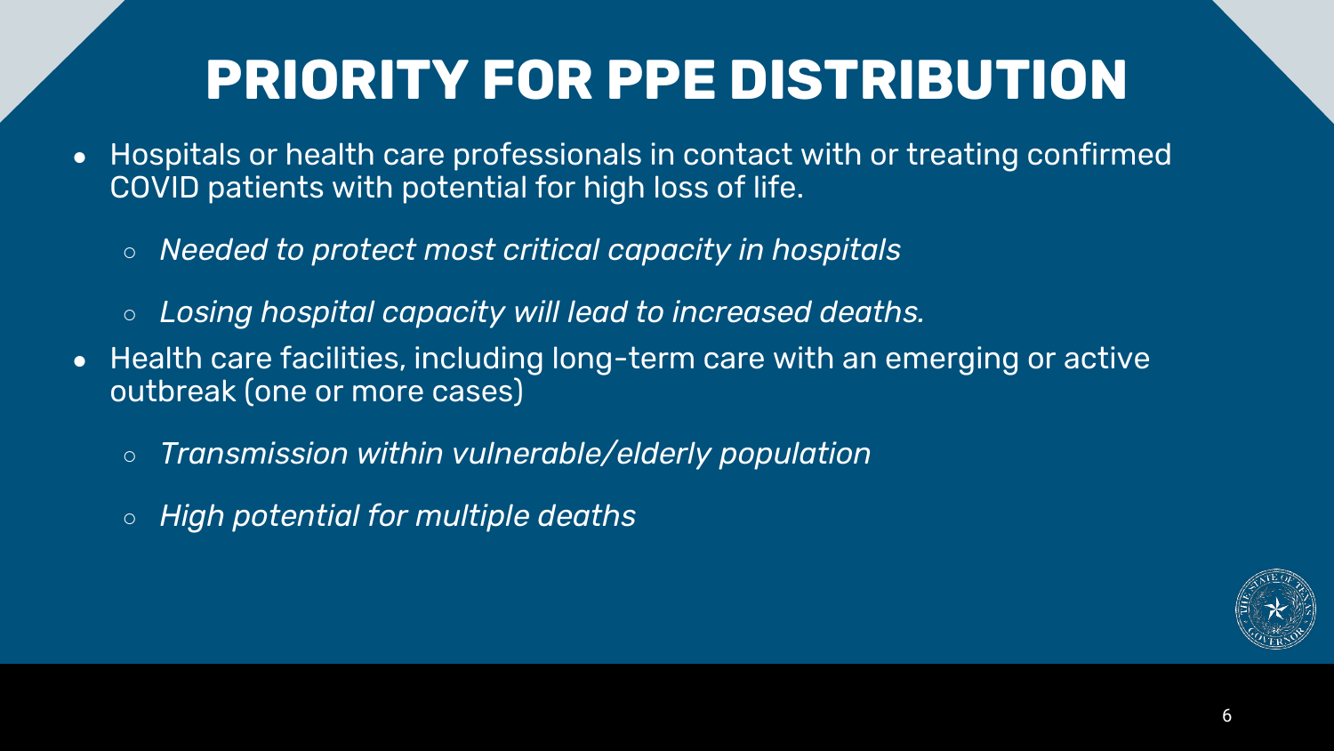# PRIORITY FOR PPE DISTRIBUTION

- Hospitals or health care professionals in contact with or treating confirmed COVID patients with potential for high loss of life.
  - *Needed to protect most critical capacity in hospitals*
  - *Losing hospital capacity will lead to increased deaths.*
- Health care facilities, including long-term care with an emerging or active outbreak (one or more cases)
  - *Transmission within vulnerable/elderly population*
  - *High potential for multiple deaths*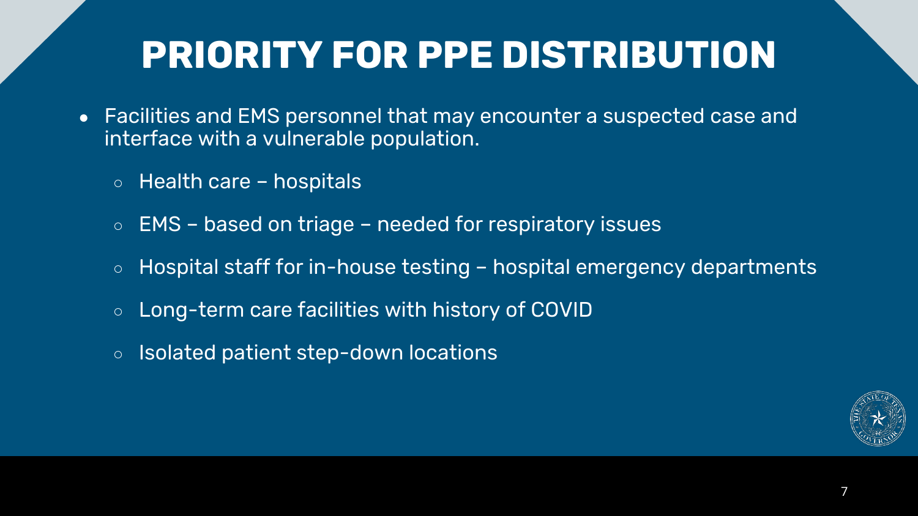# PRIORITY FOR PPE DISTRIBUTION

- Facilities and EMS personnel that may encounter a suspected case and interface with a vulnerable population.
  - Health care – hospitals
  - EMS – based on triage – needed for respiratory issues
  - Hospital staff for in-house testing – hospital emergency departments
  - Long-term care facilities with history of COVID
  - Isolated patient step-down locations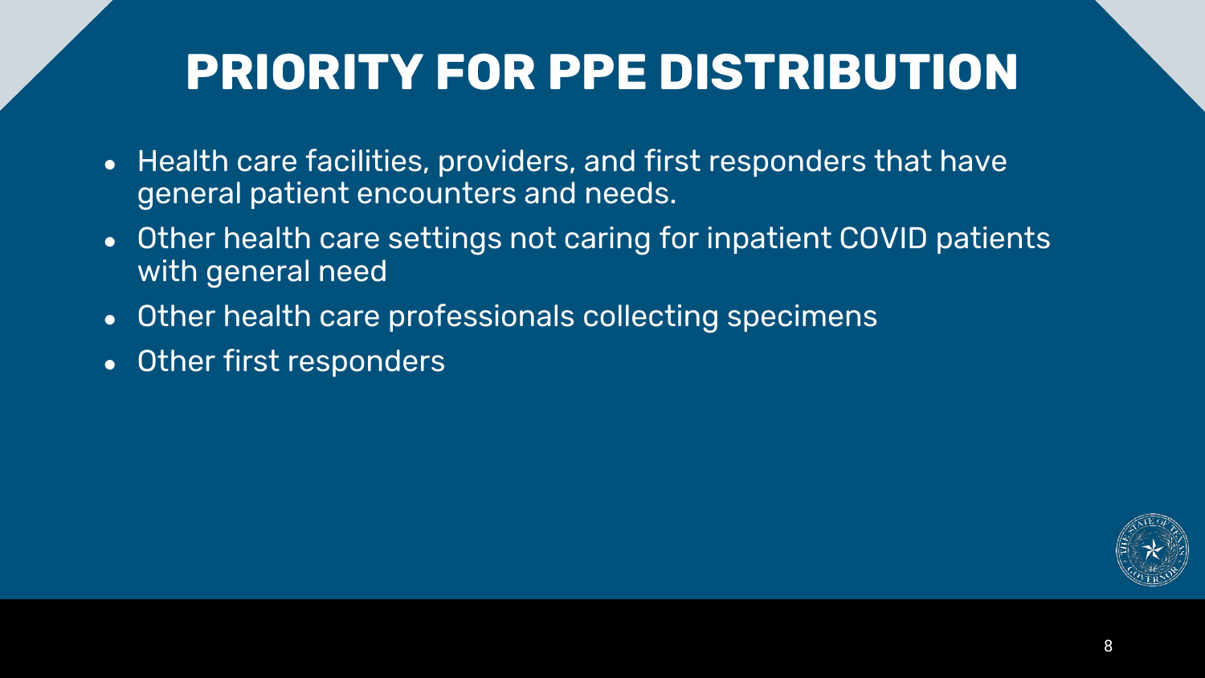# PRIORITY FOR PPE DISTRIBUTION

- Health care facilities, providers, and first responders that have general patient encounters and needs.
- Other health care settings not caring for inpatient COVID patients with general need
- Other health care professionals collecting specimens
- Other first responders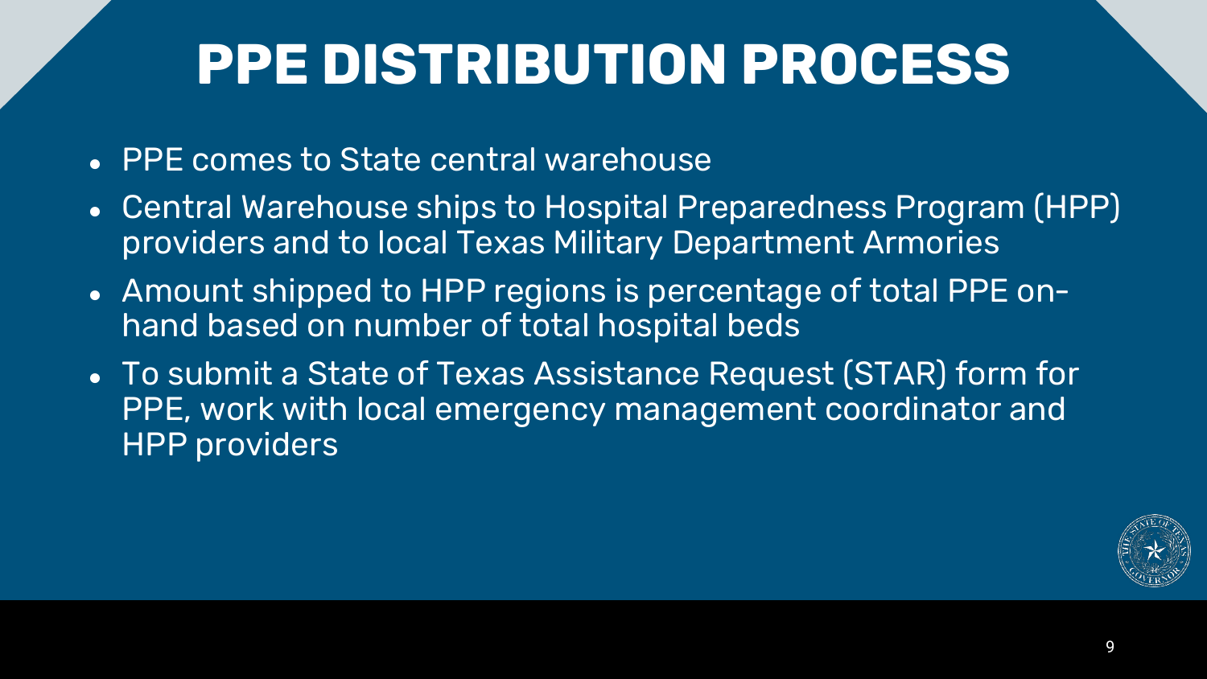# PPE DISTRIBUTION PROCESS

- PPE comes to State central warehouse
- Central Warehouse ships to Hospital Preparedness Program (HPP) providers and to local Texas Military Department Armories
- Amount shipped to HPP regions is percentage of total PPE on-hand based on number of total hospital beds
- To submit a State of Texas Assistance Request (STAR) form for PPE, work with local emergency management coordinator and HPP providers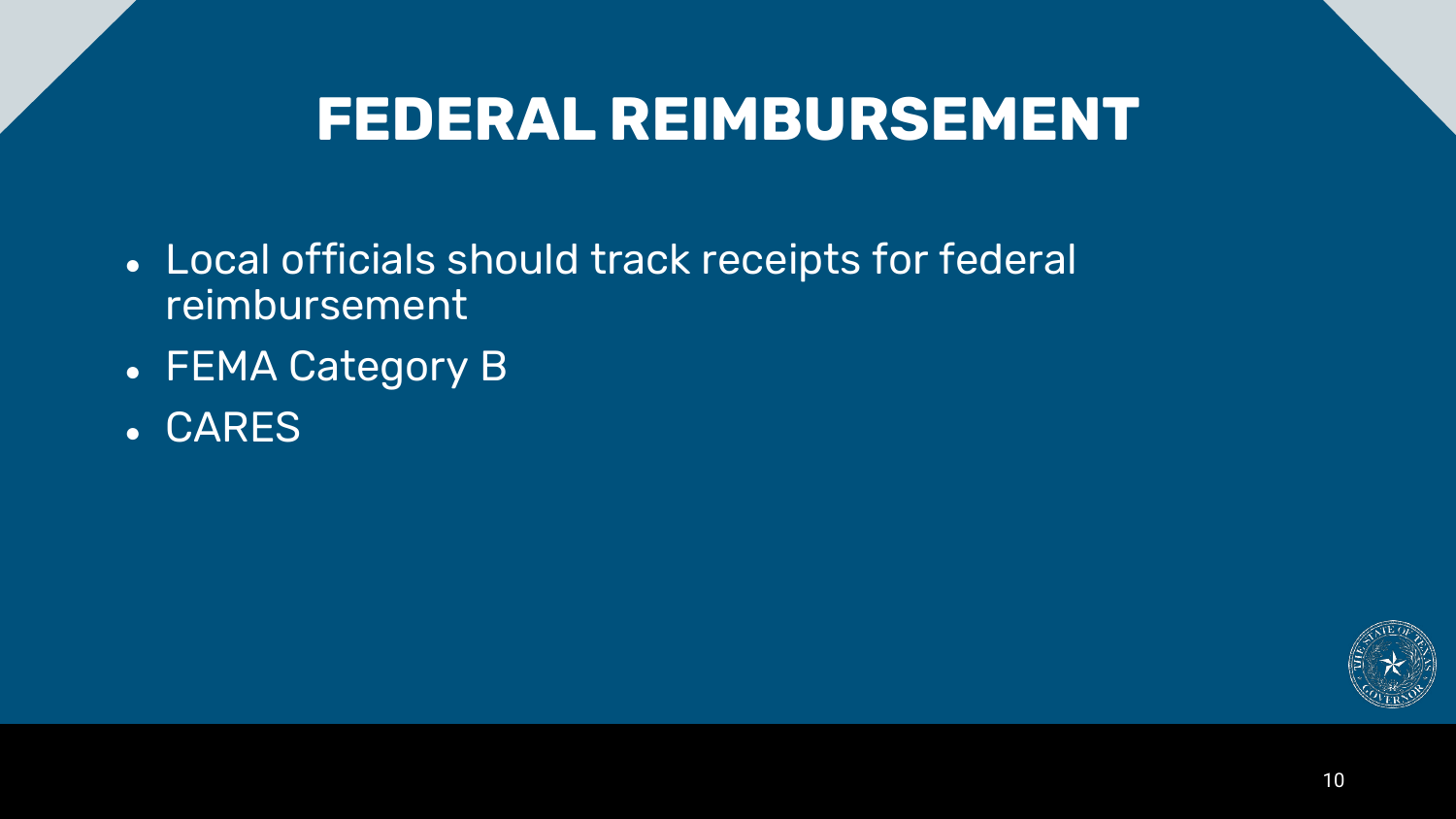# FEDERAL REIMBURSEMENT

- Local officials should track receipts for federal reimbursement
- FEMA Category B
- CARES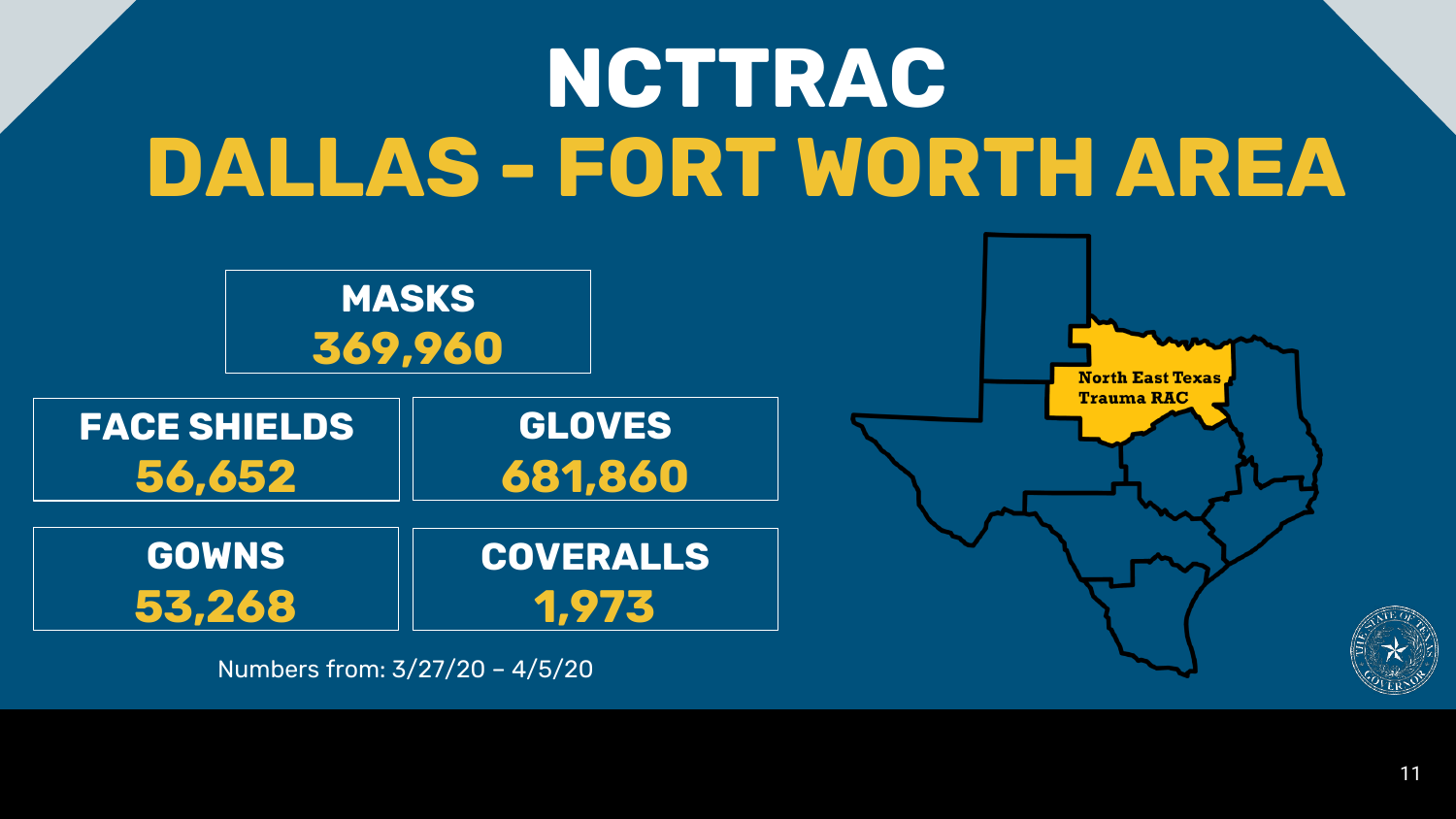# NCTTRAC
## DALLAS - FORT WORTH AREA

**MASKS**
**369,960**

**FACE SHIELDS**
**56,652**

**GLOVES**
**681,860**

**GOWNS**
**53,268**

**COVERALLS**
**1,973**

Numbers from: 3/27/20 – 4/5/20

North East Texas Trauma RAC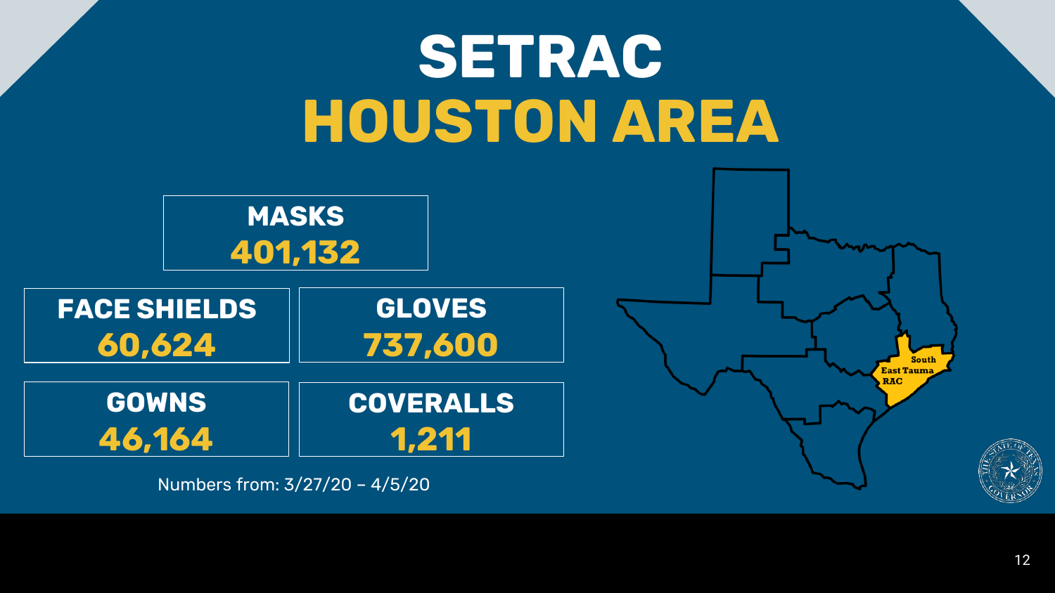# SETRAC
# HOUSTON AREA

| MASKS |
| --- |
| 401,132 |

| FACE SHIELDS | GLOVES |
| --- | --- |
| 60,624 | 737,600 |

| GOWNS | COVERALLS |
| --- | --- |
| 46,164 | 1,211 |

Numbers from: 3/27/20 – 4/5/20

South East Tauma RAC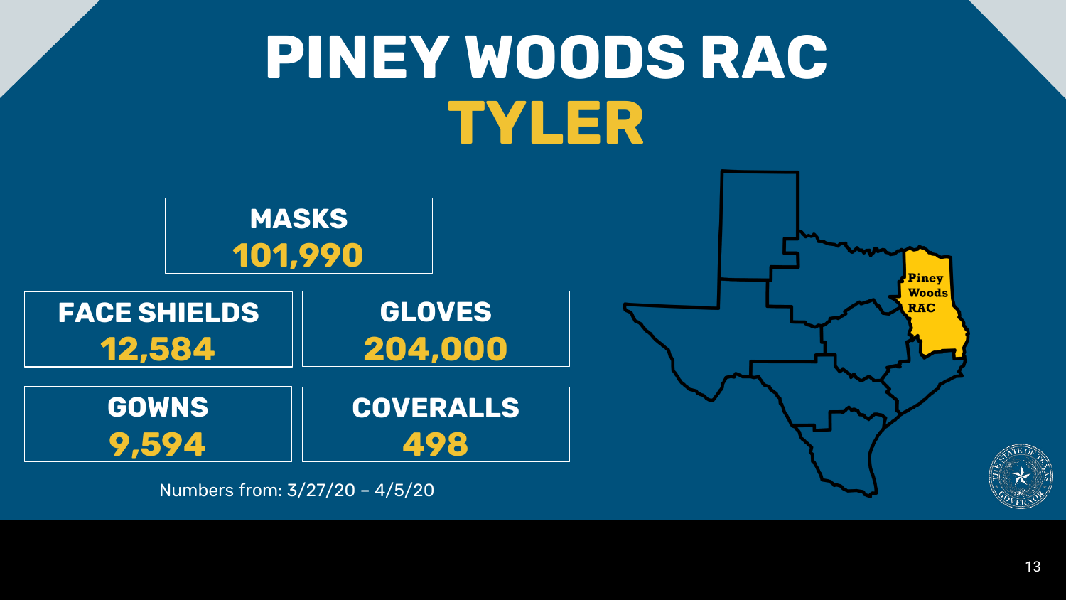# PINEY WOODS RAC

## TYLER

**MASKS**
**101,990**

**FACE SHIELDS**
**12,584**

**GLOVES**
**204,000**

**GOWNS**
**9,594**

**COVERALLS**
**498**

Numbers from: 3/27/20 – 4/5/20

Piney Woods RAC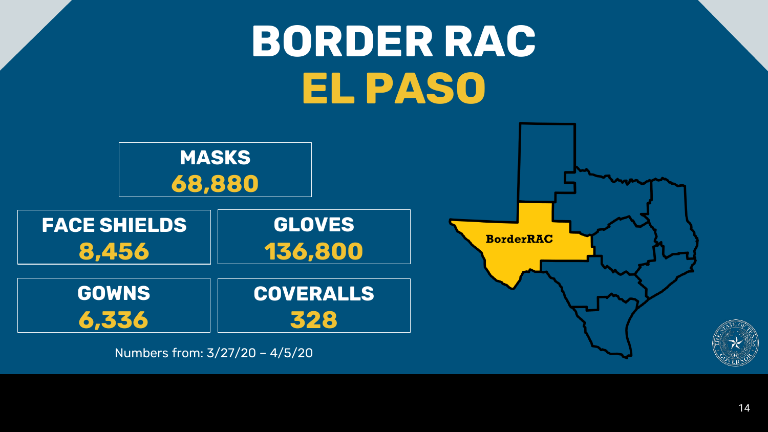# BORDER RAC
## EL PASO

**MASKS**
68,880

**FACE SHIELDS**
8,456

**GLOVES**
136,800

**GOWNS**
6,336

**COVERALLS**
328

Numbers from: 3/27/20 – 4/5/20

BorderRAC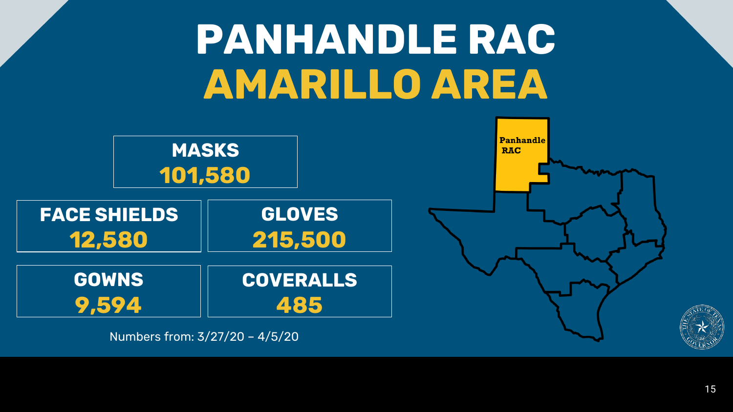# PANHANDLE RAC
# AMARILLO AREA

**MASKS**
**101,580**

**FACE SHIELDS**
**12,580**

**GLOVES**
**215,500**

**GOWNS**
**9,594**

**COVERALLS**
**485**

Numbers from: 3/27/20 – 4/5/20

Panhandle RAC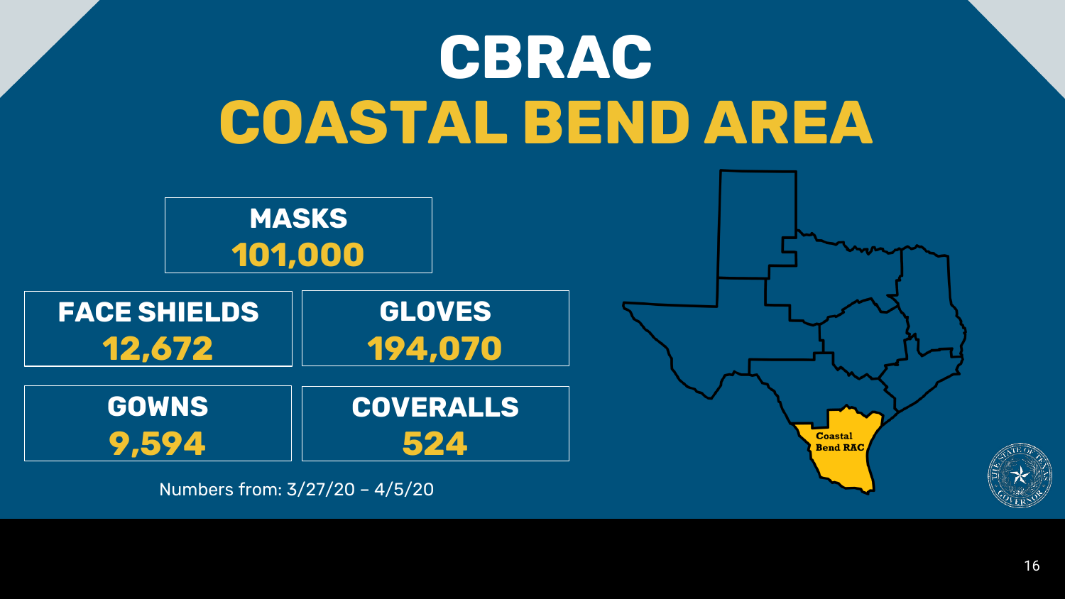# CBRAC
## COASTAL BEND AREA

**MASKS**
**101,000**

**FACE SHIELDS**
**12,672**

**GLOVES**
**194,070**

**GOWNS**
**9,594**

**COVERALLS**
**524**

Numbers from: 3/27/20 – 4/5/20

Coastal Bend RAC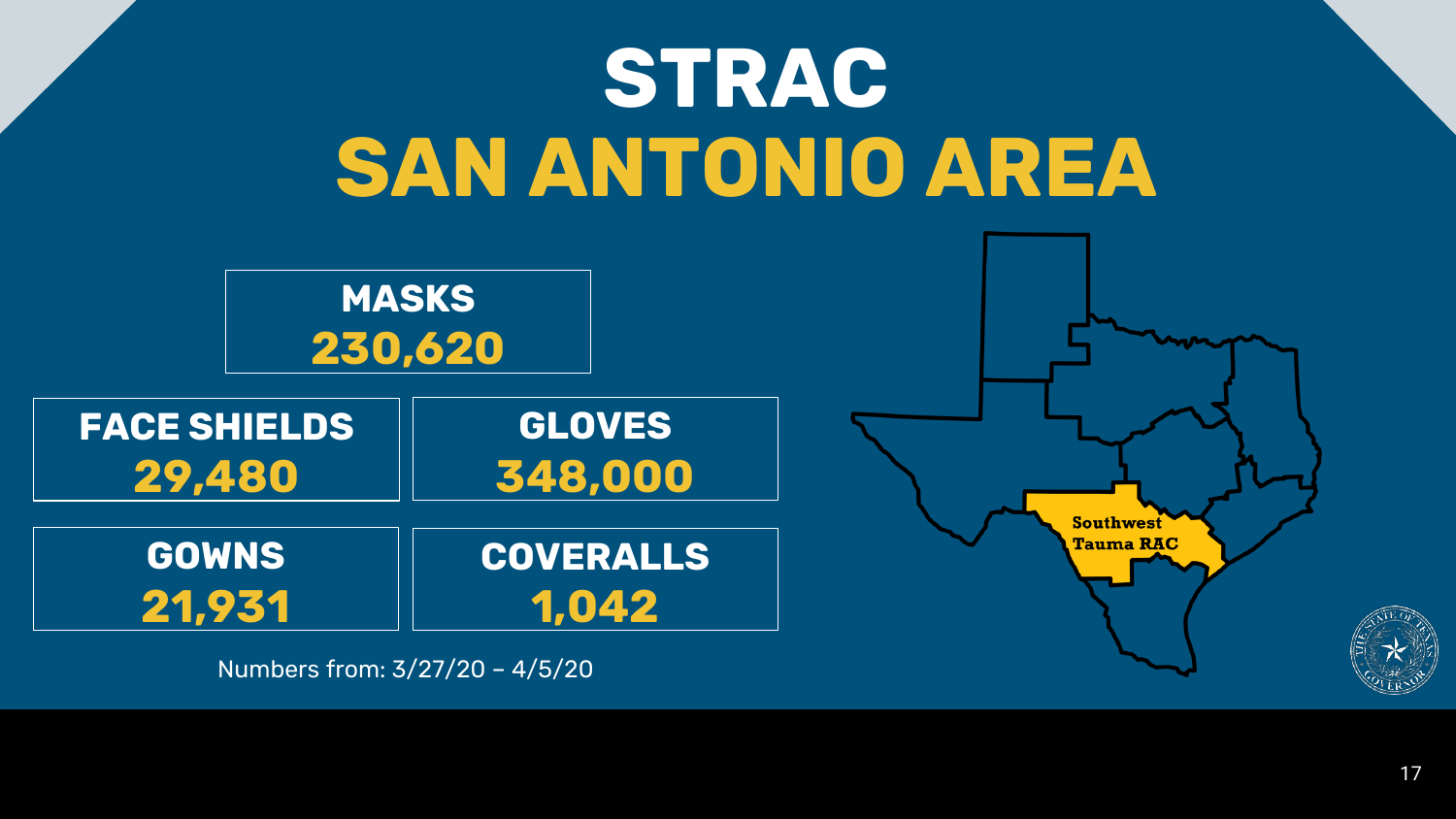# STRAC
# SAN ANTONIO AREA

**MASKS**
**230,620**

**FACE SHIELDS**
**29,480**

**GLOVES**
**348,000**

**GOWNS**
**21,931**

**COVERALLS**
**1,042**

Numbers from: 3/27/20 – 4/5/20

Southwest Tauma RAC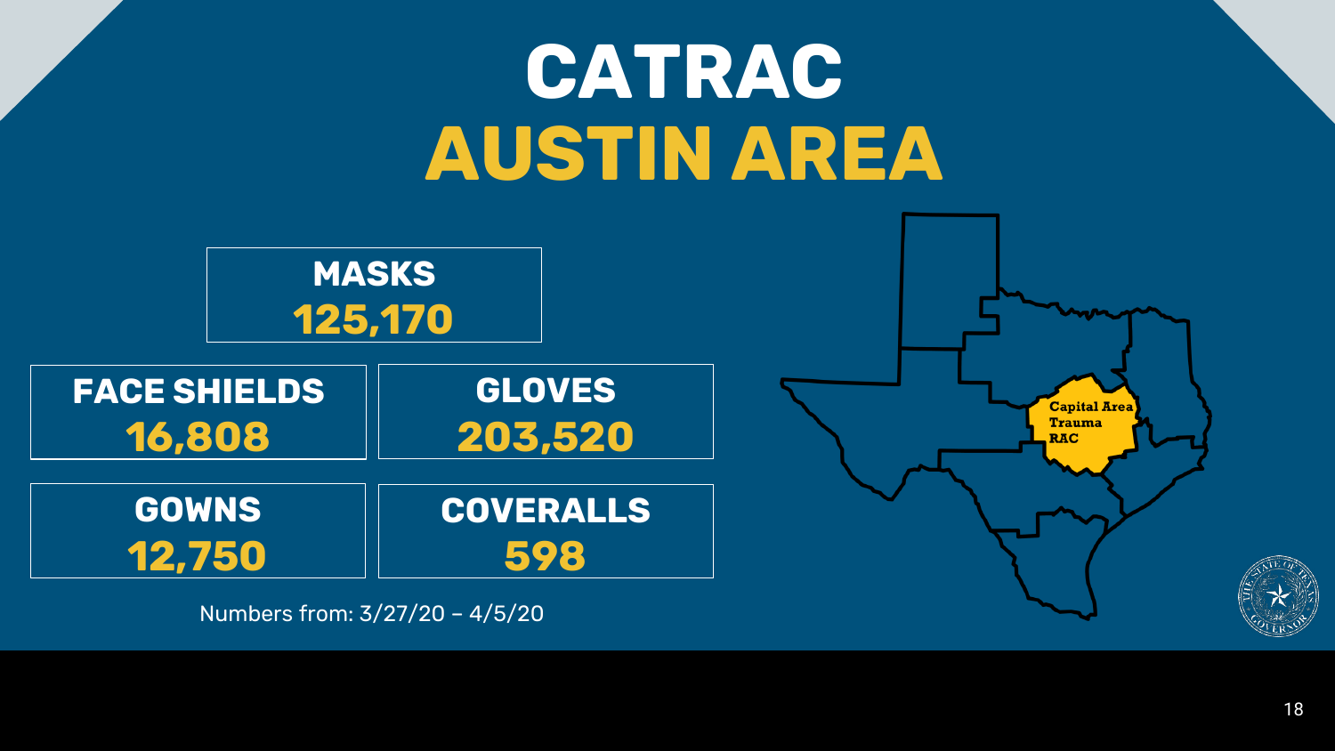# CATRAC

# AUSTIN AREA

**MASKS**
**125,170**

**FACE SHIELDS**
**16,808**

**GLOVES**
**203,520**

**GOWNS**
**12,750**

**COVERALLS**
**598**

Numbers from: 3/27/20 – 4/5/20

Capital Area Trauma RAC